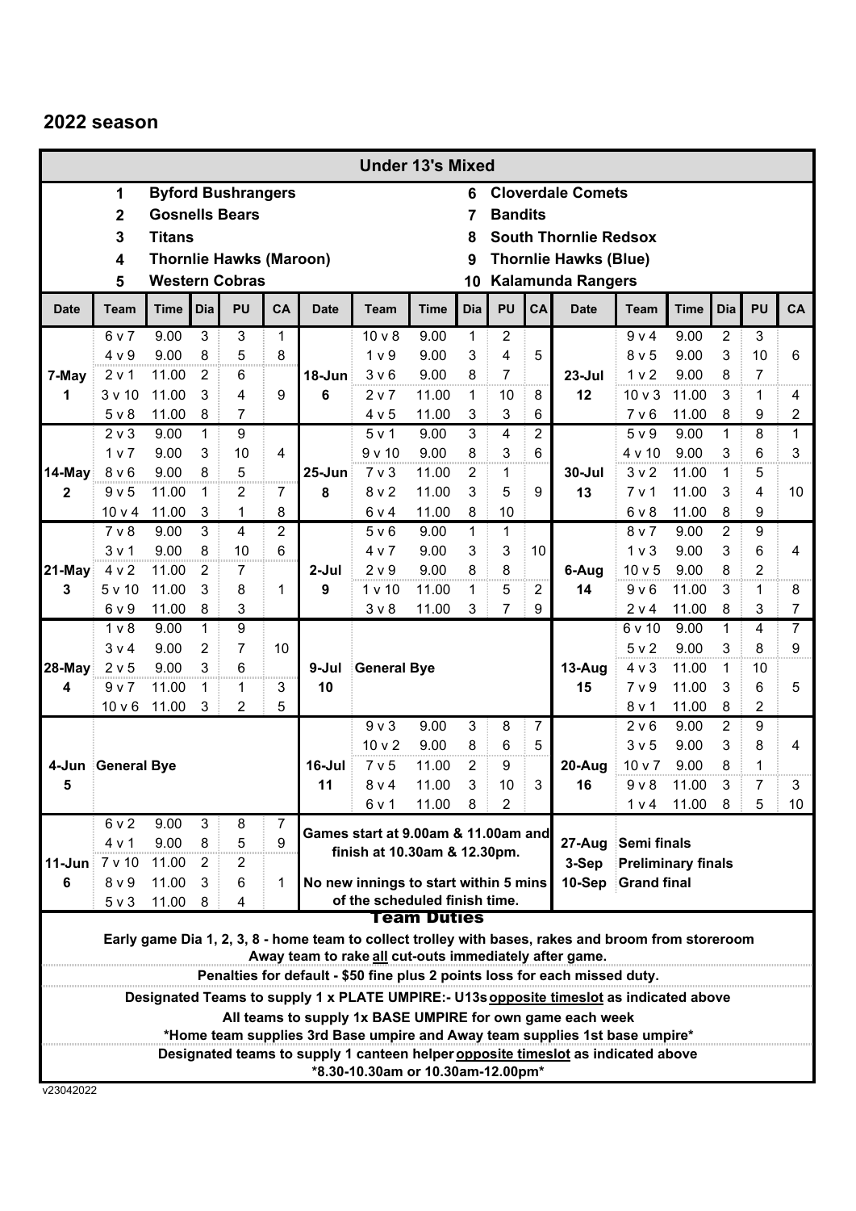## 2022 season

### Under 13's Mixed

| | | | |
|---|---|---|---|
| 1 | Byford Bushrangers | 6 | Cloverdale Comets |
| 2 | Gosnells Bears | 7 | Bandits |
| 3 | Titans | 8 | South Thornlie Redsox |
| 4 | Thornlie Hawks (Maroon) | 9 | Thornlie Hawks (Blue) |
| 5 | Western Cobras | 10 | Kalamunda Rangers |

| Date | Team | Time | Dia | PU | CA | Date | Team | Time | Dia | PU | CA | Date | Team | Time | Dia | PU | CA |
|---|---|---|---|---|---|---|---|---|---|---|---|---|---|---|---|---|---|
| | 6 v 7 | 9.00 | 3 | 3 | 1 | | 10 v 8 | 9.00 | 1 | 2 | | | 9 v 4 | 9.00 | 2 | 3 | |
| | 4 v 9 | 9.00 | 8 | 5 | 8 | | 1 v 9 | 9.00 | 3 | 4 | 5 | | 8 v 5 | 9.00 | 3 | 10 | 6 |
| 7-May | 2 v 1 | 11.00 | 2 | 6 | | 18-Jun | 3 v 6 | 9.00 | 8 | 7 | | 23-Jul | 1 v 2 | 9.00 | 8 | 7 | |
| 1 | 3 v 10 | 11.00 | 3 | 4 | 9 | 6 | 2 v 7 | 11.00 | 1 | 10 | 8 | 12 | 10 v 3 | 11.00 | 3 | 1 | 4 |
| | 5 v 8 | 11.00 | 8 | 7 | | | 4 v 5 | 11.00 | 3 | 3 | 6 | | 7 v 6 | 11.00 | 8 | 9 | 2 |
| | 2 v 3 | 9.00 | 1 | 9 | | | 5 v 1 | 9.00 | 3 | 4 | 2 | | 5 v 9 | 9.00 | 1 | 8 | 1 |
| | 1 v 7 | 9.00 | 3 | 10 | 4 | | 9 v 10 | 9.00 | 8 | 3 | 6 | | 4 v 10 | 9.00 | 3 | 6 | 3 |
| 14-May | 8 v 6 | 9.00 | 8 | 5 | | 25-Jun | 7 v 3 | 11.00 | 2 | 1 | | 30-Jul | 3 v 2 | 11.00 | 1 | 5 | |
| 2 | 9 v 5 | 11.00 | 1 | 2 | 7 | 8 | 8 v 2 | 11.00 | 3 | 5 | 9 | 13 | 7 v 1 | 11.00 | 3 | 4 | 10 |
| | 10 v 4 | 11.00 | 3 | 1 | 8 | | 6 v 4 | 11.00 | 8 | 10 | | | 6 v 8 | 11.00 | 8 | 9 | |
| | 7 v 8 | 9.00 | 3 | 4 | 2 | | 5 v 6 | 9.00 | 1 | 1 | | | 8 v 7 | 9.00 | 2 | 9 | |
| | 3 v 1 | 9.00 | 8 | 10 | 6 | | 4 v 7 | 9.00 | 3 | 3 | 10 | | 1 v 3 | 9.00 | 3 | 6 | 4 |
| 21-May | 4 v 2 | 11.00 | 2 | 7 | | 2-Jul | 2 v 9 | 9.00 | 8 | 8 | | 6-Aug | 10 v 5 | 9.00 | 8 | 2 | |
| 3 | 5 v 10 | 11.00 | 3 | 8 | 1 | 9 | 1 v 10 | 11.00 | 1 | 5 | 2 | 14 | 9 v 6 | 11.00 | 3 | 1 | 8 |
| | 6 v 9 | 11.00 | 8 | 3 | | | 3 v 8 | 11.00 | 3 | 7 | 9 | | 2 v 4 | 11.00 | 8 | 3 | 7 |
| | 1 v 8 | 9.00 | 1 | 9 | | | | | | | | | 6 v 10 | 9.00 | 1 | 4 | 7 |
| | 3 v 4 | 9.00 | 2 | 7 | 10 | | | | | | | | 5 v 2 | 9.00 | 3 | 8 | 9 |
| 28-May | 2 v 5 | 9.00 | 3 | 6 | | 9-Jul | General Bye | | | | | 13-Aug | 4 v 3 | 11.00 | 1 | 10 | |
| 4 | 9 v 7 | 11.00 | 1 | 1 | 3 | 10 | | | | | | 15 | 7 v 9 | 11.00 | 3 | 6 | 5 |
| | 10 v 6 | 11.00 | 3 | 2 | 5 | | | | | | | | 8 v 1 | 11.00 | 8 | 2 | |
| | | | | | | | 9 v 3 | 9.00 | 3 | 8 | 7 | | 2 v 6 | 9.00 | 2 | 9 | |
| | | | | | | | 10 v 2 | 9.00 | 8 | 6 | 5 | | 3 v 5 | 9.00 | 3 | 8 | 4 |
| 4-Jun | General Bye | | | | | 16-Jul | 7 v 5 | 11.00 | 2 | 9 | | 20-Aug | 10 v 7 | 9.00 | 8 | 1 | |
| 5 | | | | | | 11 | 8 v 4 | 11.00 | 3 | 10 | 3 | 16 | 9 v 8 | 11.00 | 3 | 7 | 3 |
| | | | | | | | 6 v 1 | 11.00 | 8 | 2 | | | 1 v 4 | 11.00 | 8 | 5 | 10 |
| | 6 v 2 | 9.00 | 3 | 8 | 7 | | Games start at 9.00am & 11.00am and finish at 10.30am & 12.30pm. | | | | | | | | | | |
| | 4 v 1 | 9.00 | 8 | 5 | 9 | | | | | | | 27-Aug | Semi finals | | | | |
| 11-Jun | 7 v 10 | 11.00 | 2 | 2 | | | | | | | | 3-Sep | Preliminary finals | | | | |
| 6 | 8 v 9 | 11.00 | 3 | 6 | 1 | | No new innings to start within 5 mins of the scheduled finish time. | | | | | 10-Sep | Grand final | | | | |
| | 5 v 3 | 11.00 | 8 | 4 | | | | | | | | | | | | | |

### Team Duties

**Early game Dia 1, 2, 3, 8 - home team to collect trolley with bases, rakes and broom from storeroom**
**Away team to rake all cut-outs immediately after game.**

**Penalties for default - $50 fine plus 2 points loss for each missed duty.**

**Designated Teams to supply 1 x PLATE UMPIRE:- U13s opposite timeslot as indicated above**

**All teams to supply 1x BASE UMPIRE for own game each week**
**\*Home team supplies 3rd Base umpire and Away team supplies 1st base umpire\***

**Designated teams to supply 1 canteen helper opposite timeslot as indicated above**
**\*8.30-10.30am or 10.30am-12.00pm\***

v23042022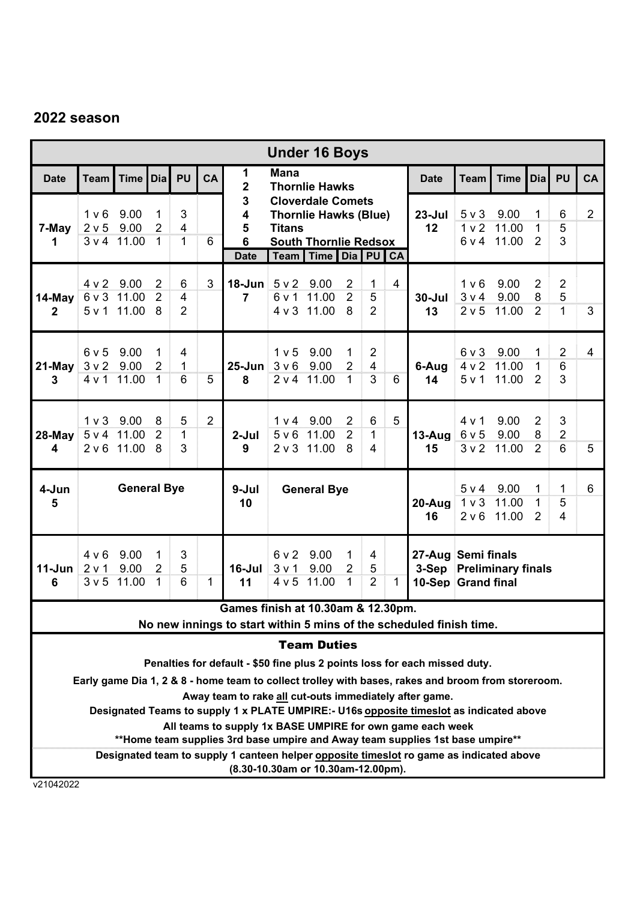## 2022 season

## Under 16 Boys

| | |
|---|---|
| 1 | Mana |
| 2 | Thornlie Hawks |
| 3 | Cloverdale Comets |
| 4 | Thornlie Hawks (Blue) |
| 5 | Titans |
| 6 | South Thornlie Redsox |

| Date | Team | Time | Dia | PU | CA |
|---|---|---|---|---|---|
| 7-May 1 | 1 v 6 | 9.00 | 1 | 3 | |
| | 2 v 5 | 9.00 | 2 | 4 | |
| | 3 v 4 | 11.00 | 1 | 1 | 6 |
| 14-May 2 | 4 v 2 | 9.00 | 2 | 6 | 3 |
| | 6 v 3 | 11.00 | 2 | 4 | |
| | 5 v 1 | 11.00 | 8 | 2 | |
| 21-May 3 | 6 v 5 | 9.00 | 1 | 4 | |
| | 3 v 2 | 9.00 | 2 | 1 | |
| | 4 v 1 | 11.00 | 1 | 6 | 5 |
| 28-May 4 | 1 v 3 | 9.00 | 8 | 5 | 2 |
| | 5 v 4 | 11.00 | 2 | 1 | |
| | 2 v 6 | 11.00 | 8 | 3 | |
| 4-Jun 5 | General Bye | | | | |
| 11-Jun 6 | 4 v 6 | 9.00 | 1 | 3 | |
| | 2 v 1 | 9.00 | 2 | 5 | |
| | 3 v 5 | 11.00 | 1 | 6 | 1 |
| 18-Jun 7 | 5 v 2 | 9.00 | 2 | 1 | 4 |
| | 6 v 1 | 11.00 | 2 | 5 | |
| | 4 v 3 | 11.00 | 8 | 2 | |
| 25-Jun 8 | 1 v 5 | 9.00 | 1 | 2 | |
| | 3 v 6 | 9.00 | 2 | 4 | |
| | 2 v 4 | 11.00 | 1 | 3 | 6 |
| 2-Jul 9 | 1 v 4 | 9.00 | 2 | 6 | 5 |
| | 5 v 6 | 11.00 | 2 | 1 | |
| | 2 v 3 | 11.00 | 8 | 4 | |
| 9-Jul 10 | General Bye | | | | |
| 16-Jul 11 | 6 v 2 | 9.00 | 1 | 4 | |
| | 3 v 1 | 9.00 | 2 | 5 | |
| | 4 v 5 | 11.00 | 1 | 2 | 1 |
| 23-Jul 12 | 5 v 3 | 9.00 | 1 | 6 | 2 |
| | 1 v 2 | 11.00 | 1 | 5 | |
| | 6 v 4 | 11.00 | 2 | 3 | |
| 30-Jul 13 | 1 v 6 | 9.00 | 2 | 2 | |
| | 3 v 4 | 9.00 | 8 | 5 | |
| | 2 v 5 | 11.00 | 2 | 1 | 3 |
| 6-Aug 14 | 6 v 3 | 9.00 | 1 | 2 | 4 |
| | 4 v 2 | 11.00 | 1 | 6 | |
| | 5 v 1 | 11.00 | 2 | 3 | |
| 13-Aug 15 | 4 v 1 | 9.00 | 2 | 3 | |
| | 6 v 5 | 9.00 | 8 | 2 | |
| | 3 v 2 | 11.00 | 2 | 6 | 5 |
| 20-Aug 16 | 5 v 4 | 9.00 | 1 | 1 | 6 |
| | 1 v 3 | 11.00 | 1 | 5 | |
| | 2 v 6 | 11.00 | 2 | 4 | |
| 27-Aug | Semi finals | | | | |
| 3-Sep | Preliminary finals | | | | |
| 10-Sep | Grand final | | | | |

**Games finish at 10.30am & 12.30pm.**

**No new innings to start within 5 mins of the scheduled finish time.**

### Team Duties

**Penalties for default - $50 fine plus 2 points loss for each missed duty.**

**Early game Dia 1, 2 & 8 - home team to collect trolley with bases, rakes and broom from storeroom.**

**Away team to rake all cut-outs immediately after game.**

**Designated Teams to supply 1 x PLATE UMPIRE:- U16s opposite timeslot as indicated above**

**All teams to supply 1x BASE UMPIRE for own game each week**

**\*\*Home team supplies 3rd base umpire and Away team supplies 1st base umpire\*\***

**Designated team to supply 1 canteen helper opposite timeslot ro game as indicated above (8.30-10.30am or 10.30am-12.00pm).**

v21042022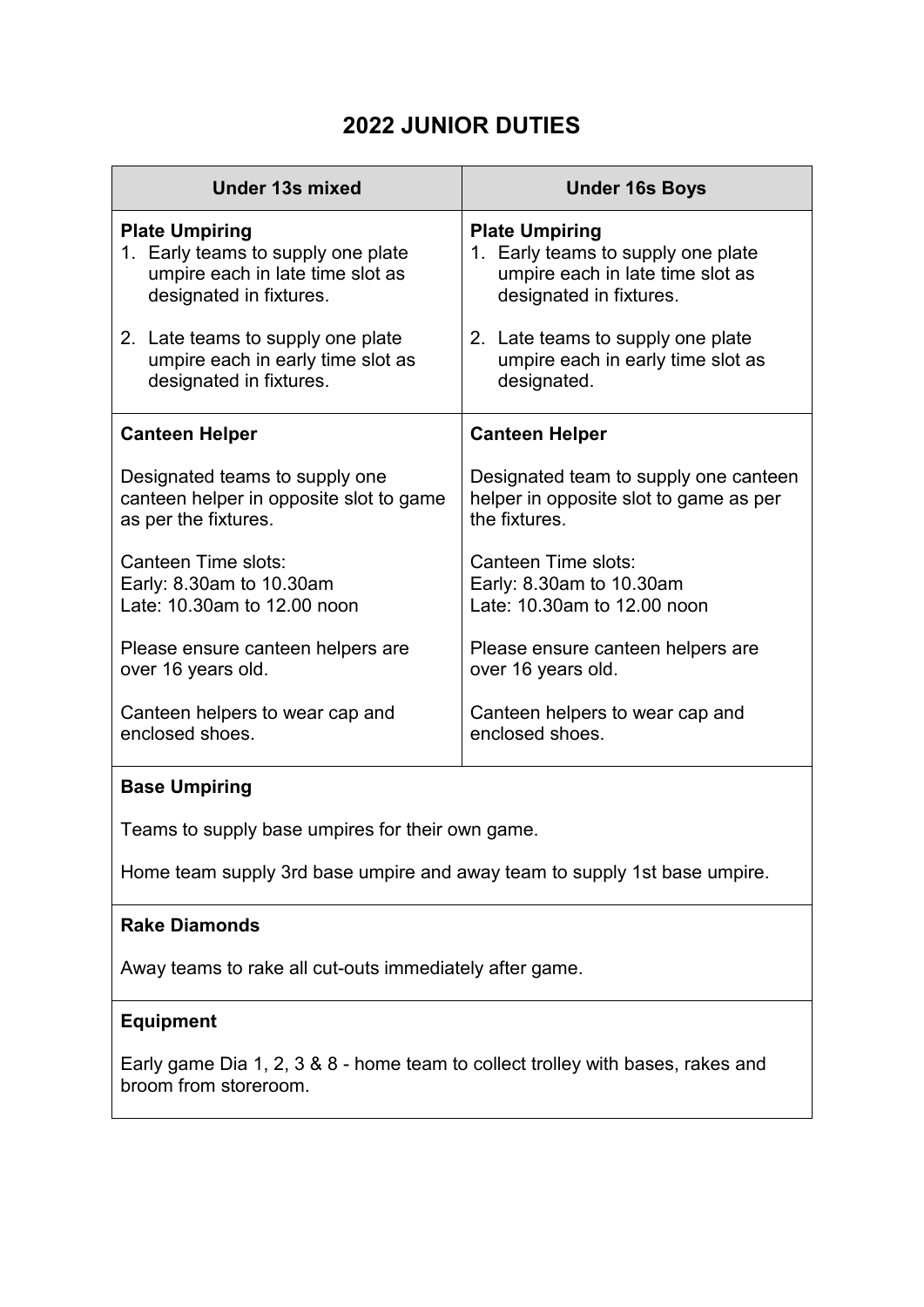# 2022 JUNIOR DUTIES

| Under 13s mixed | Under 16s Boys |
|---|---|
| **Plate Umpiring**<br>1. Early teams to supply one plate umpire each in late time slot as designated in fixtures.<br><br>2. Late teams to supply one plate umpire each in early time slot as designated in fixtures. | **Plate Umpiring**<br>1. Early teams to supply one plate umpire each in late time slot as designated in fixtures.<br><br>2. Late teams to supply one plate umpire each in early time slot as designated. |
| **Canteen Helper**<br><br>Designated teams to supply one canteen helper in opposite slot to game as per the fixtures.<br><br>Canteen Time slots:<br>Early: 8.30am to 10.30am<br>Late: 10.30am to 12.00 noon<br><br>Please ensure canteen helpers are over 16 years old.<br><br>Canteen helpers to wear cap and enclosed shoes. | **Canteen Helper**<br><br>Designated team to supply one canteen helper in opposite slot to game as per the fixtures.<br><br>Canteen Time slots:<br>Early: 8.30am to 10.30am<br>Late: 10.30am to 12.00 noon<br><br>Please ensure canteen helpers are over 16 years old.<br><br>Canteen helpers to wear cap and enclosed shoes. |

**Base Umpiring**

Teams to supply base umpires for their own game.

Home team supply 3rd base umpire and away team to supply 1st base umpire.

**Rake Diamonds**

Away teams to rake all cut-outs immediately after game.

**Equipment**

Early game Dia 1, 2, 3 & 8 - home team to collect trolley with bases, rakes and broom from storeroom.